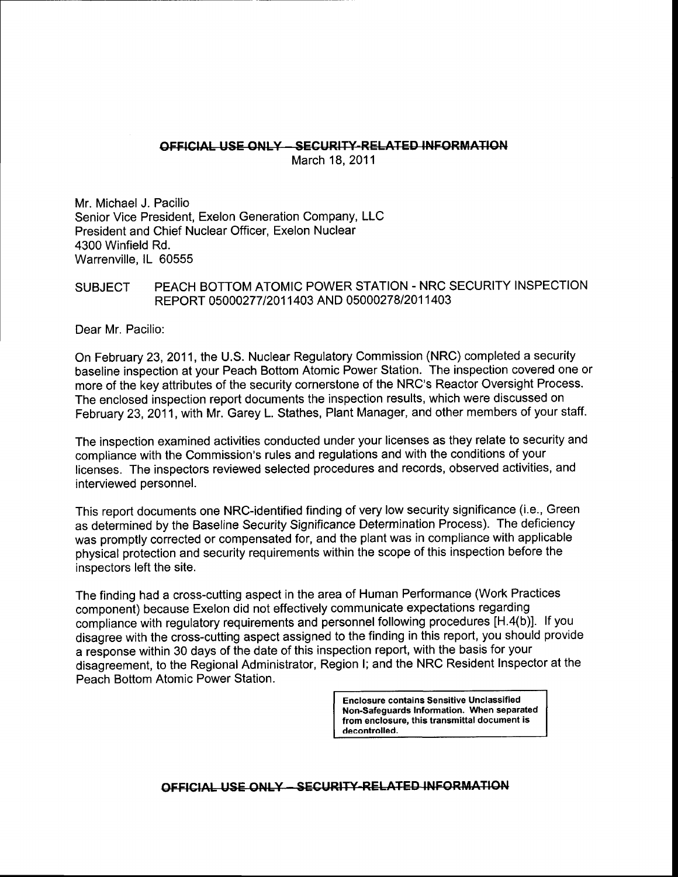~~OFFICIAL USE ONLY – SECURITY-RELATED INFORMATION~~

March 18, 2011

Mr. Michael J. Pacilio
Senior Vice President, Exelon Generation Company, LLC
President and Chief Nuclear Officer, Exelon Nuclear
4300 Winfield Rd.
Warrenville, IL 60555

SUBJECT PEACH BOTTOM ATOMIC POWER STATION - NRC SECURITY INSPECTION REPORT 05000277/2011403 AND 05000278/2011403

Dear Mr. Pacilio:

On February 23, 2011, the U.S. Nuclear Regulatory Commission (NRC) completed a security baseline inspection at your Peach Bottom Atomic Power Station. The inspection covered one or more of the key attributes of the security cornerstone of the NRC's Reactor Oversight Process. The enclosed inspection report documents the inspection results, which were discussed on February 23, 2011, with Mr. Garey L. Stathes, Plant Manager, and other members of your staff.

The inspection examined activities conducted under your licenses as they relate to security and compliance with the Commission's rules and regulations and with the conditions of your licenses. The inspectors reviewed selected procedures and records, observed activities, and interviewed personnel.

This report documents one NRC-identified finding of very low security significance (i.e., Green as determined by the Baseline Security Significance Determination Process). The deficiency was promptly corrected or compensated for, and the plant was in compliance with applicable physical protection and security requirements within the scope of this inspection before the inspectors left the site.

The finding had a cross-cutting aspect in the area of Human Performance (Work Practices component) because Exelon did not effectively communicate expectations regarding compliance with regulatory requirements and personnel following procedures [H.4(b)]. If you disagree with the cross-cutting aspect assigned to the finding in this report, you should provide a response within 30 days of the date of this inspection report, with the basis for your disagreement, to the Regional Administrator, Region I; and the NRC Resident Inspector at the Peach Bottom Atomic Power Station.

**Enclosure contains Sensitive Unclassified Non-Safeguards Information. When separated from enclosure, this transmittal document is decontrolled.**

~~OFFICIAL USE ONLY – SECURITY-RELATED INFORMATION~~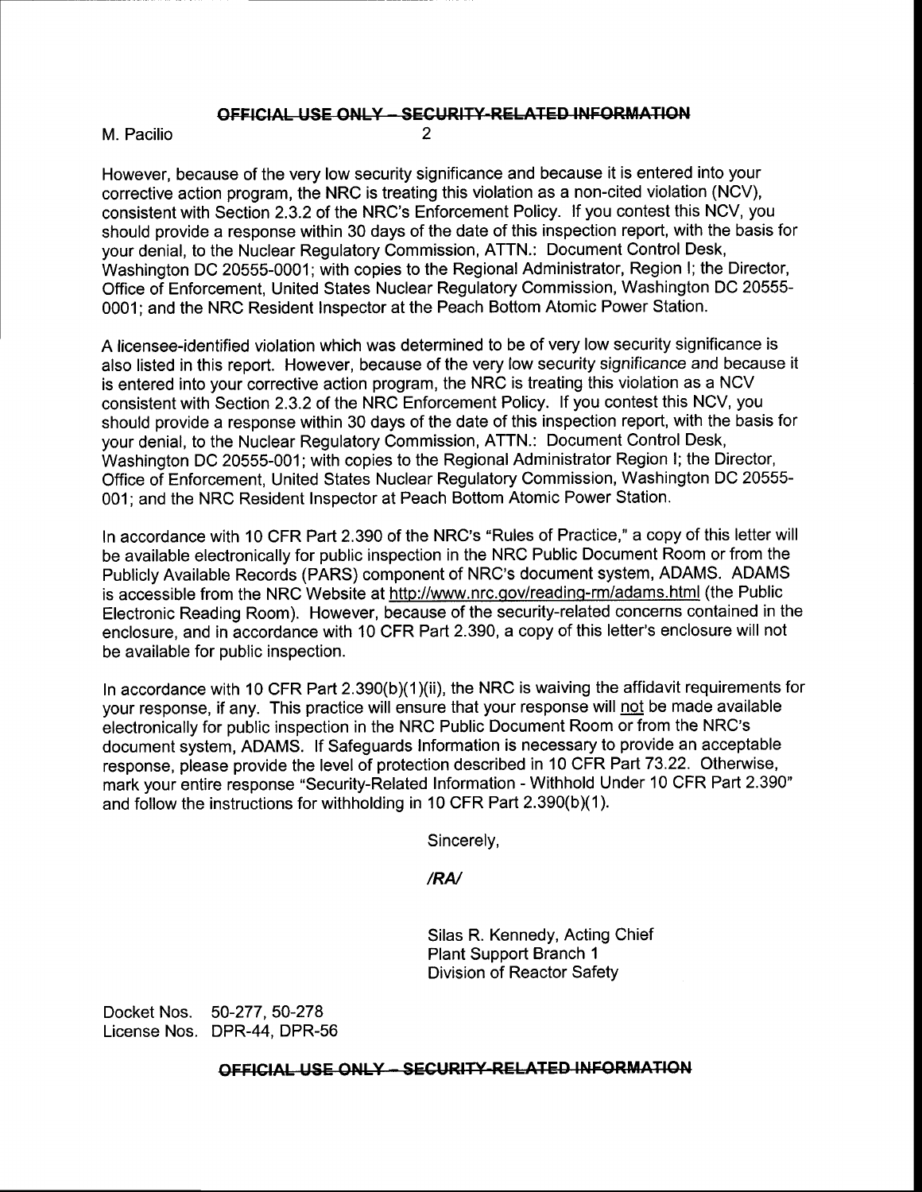However, because of the very low security significance and because it is entered into your corrective action program, the NRC is treating this violation as a non-cited violation (NCV), consistent with Section 2.3.2 of the NRC's Enforcement Policy. If you contest this NCV, you should provide a response within 30 days of the date of this inspection report, with the basis for your denial, to the Nuclear Regulatory Commission, ATTN.: Document Control Desk, Washington DC 20555-0001; with copies to the Regional Administrator, Region I; the Director, Office of Enforcement, United States Nuclear Regulatory Commission, Washington DC 20555-0001; and the NRC Resident Inspector at the Peach Bottom Atomic Power Station.

A licensee-identified violation which was determined to be of very low security significance is also listed in this report. However, because of the very low security significance and because it is entered into your corrective action program, the NRC is treating this violation as a NCV consistent with Section 2.3.2 of the NRC Enforcement Policy. If you contest this NCV, you should provide a response within 30 days of the date of this inspection report, with the basis for your denial, to the Nuclear Regulatory Commission, ATTN.: Document Control Desk, Washington DC 20555-001; with copies to the Regional Administrator Region I; the Director, Office of Enforcement, United States Nuclear Regulatory Commission, Washington DC 20555-001; and the NRC Resident Inspector at Peach Bottom Atomic Power Station.

In accordance with 10 CFR Part 2.390 of the NRC's "Rules of Practice," a copy of this letter will be available electronically for public inspection in the NRC Public Document Room or from the Publicly Available Records (PARS) component of NRC's document system, ADAMS. ADAMS is accessible from the NRC Website at http://www.nrc.gov/reading-rm/adams.html (the Public Electronic Reading Room). However, because of the security-related concerns contained in the enclosure, and in accordance with 10 CFR Part 2.390, a copy of this letter's enclosure will not be available for public inspection.

In accordance with 10 CFR Part 2.390(b)(1)(ii), the NRC is waiving the affidavit requirements for your response, if any. This practice will ensure that your response will not be made available electronically for public inspection in the NRC Public Document Room or from the NRC's document system, ADAMS. If Safeguards Information is necessary to provide an acceptable response, please provide the level of protection described in 10 CFR Part 73.22. Otherwise, mark your entire response "Security-Related Information - Withhold Under 10 CFR Part 2.390" and follow the instructions for withholding in 10 CFR Part 2.390(b)(1).

Sincerely,

*/RA/*

Silas R. Kennedy, Acting Chief
Plant Support Branch 1
Division of Reactor Safety

Docket Nos. 50-277, 50-278
License Nos. DPR-44, DPR-56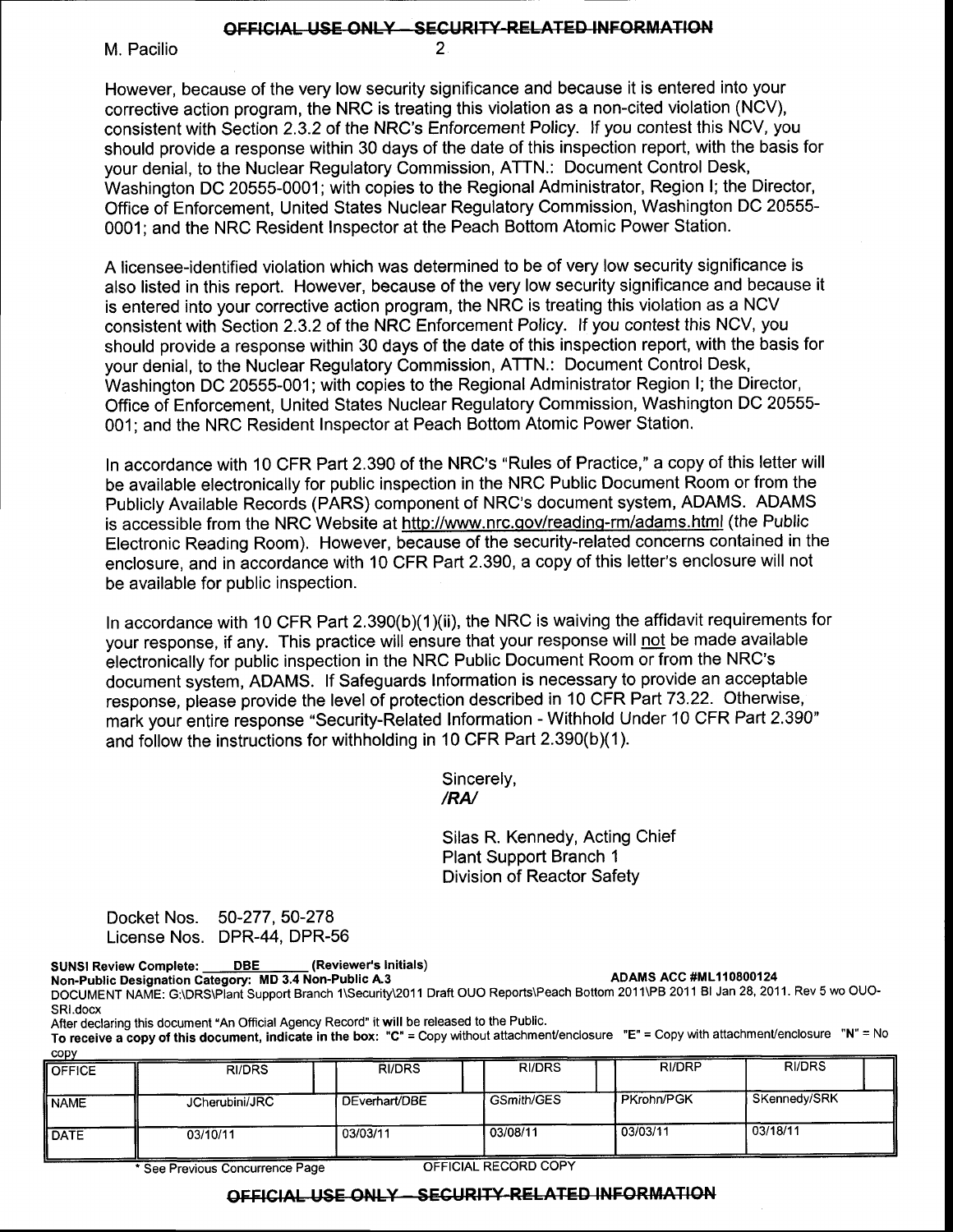However, because of the very low security significance and because it is entered into your corrective action program, the NRC is treating this violation as a non-cited violation (NCV), consistent with Section 2.3.2 of the NRC's Enforcement Policy. If you contest this NCV, you should provide a response within 30 days of the date of this inspection report, with the basis for your denial, to the Nuclear Regulatory Commission, ATTN.: Document Control Desk, Washington DC 20555-0001; with copies to the Regional Administrator, Region I; the Director, Office of Enforcement, United States Nuclear Regulatory Commission, Washington DC 20555-0001; and the NRC Resident Inspector at the Peach Bottom Atomic Power Station.

A licensee-identified violation which was determined to be of very low security significance is also listed in this report. However, because of the very low security significance and because it is entered into your corrective action program, the NRC is treating this violation as a NCV consistent with Section 2.3.2 of the NRC Enforcement Policy. If you contest this NCV, you should provide a response within 30 days of the date of this inspection report, with the basis for your denial, to the Nuclear Regulatory Commission, ATTN.: Document Control Desk, Washington DC 20555-001; with copies to the Regional Administrator Region I; the Director, Office of Enforcement, United States Nuclear Regulatory Commission, Washington DC 20555-001; and the NRC Resident Inspector at Peach Bottom Atomic Power Station.

In accordance with 10 CFR Part 2.390 of the NRC's "Rules of Practice," a copy of this letter will be available electronically for public inspection in the NRC Public Document Room or from the Publicly Available Records (PARS) component of NRC's document system, ADAMS. ADAMS is accessible from the NRC Website at http://www.nrc.gov/reading-rm/adams.html (the Public Electronic Reading Room). However, because of the security-related concerns contained in the enclosure, and in accordance with 10 CFR Part 2.390, a copy of this letter's enclosure will not be available for public inspection.

In accordance with 10 CFR Part 2.390(b)(1)(ii), the NRC is waiving the affidavit requirements for your response, if any. This practice will ensure that your response will not be made available electronically for public inspection in the NRC Public Document Room or from the NRC's document system, ADAMS. If Safeguards Information is necessary to provide an acceptable response, please provide the level of protection described in 10 CFR Part 73.22. Otherwise, mark your entire response "Security-Related Information - Withhold Under 10 CFR Part 2.390" and follow the instructions for withholding in 10 CFR Part 2.390(b)(1).

Sincerely,
*/RA/*

Silas R. Kennedy, Acting Chief
Plant Support Branch 1
Division of Reactor Safety

Docket Nos. 50-277, 50-278
License Nos. DPR-44, DPR-56

**SUNSI Review Complete:** DBE **(Reviewer's Initials)**
**Non-Public Designation Category: MD 3.4 Non-Public A.3** **ADAMS ACC #ML110800124**
DOCUMENT NAME: G:\DRS\Plant Support Branch 1\Security\2011 Draft OUO Reports\Peach Bottom 2011\PB 2011 BI Jan 28, 2011. Rev 5 wo OUO-SRI.docx
After declaring this document "An Official Agency Record" it **will** be released to the Public.
**To receive a copy of this document, indicate in the box: "C"** = Copy without attachment/enclosure **"E"** = Copy with attachment/enclosure **"N"** = No copy

| OFFICE | RI/DRS | RI/DRS | RI/DRS | RI/DRP | RI/DRS |
|---|---|---|---|---|---|
| NAME | JCherubini/JRC | DEverhart/DBE | GSmith/GES | PKrohn/PGK | SKennedy/SRK |
| DATE | 03/10/11 | 03/03/11 | 03/08/11 | 03/03/11 | 03/18/11 |

\* See Previous Concurrence Page OFFICIAL RECORD COPY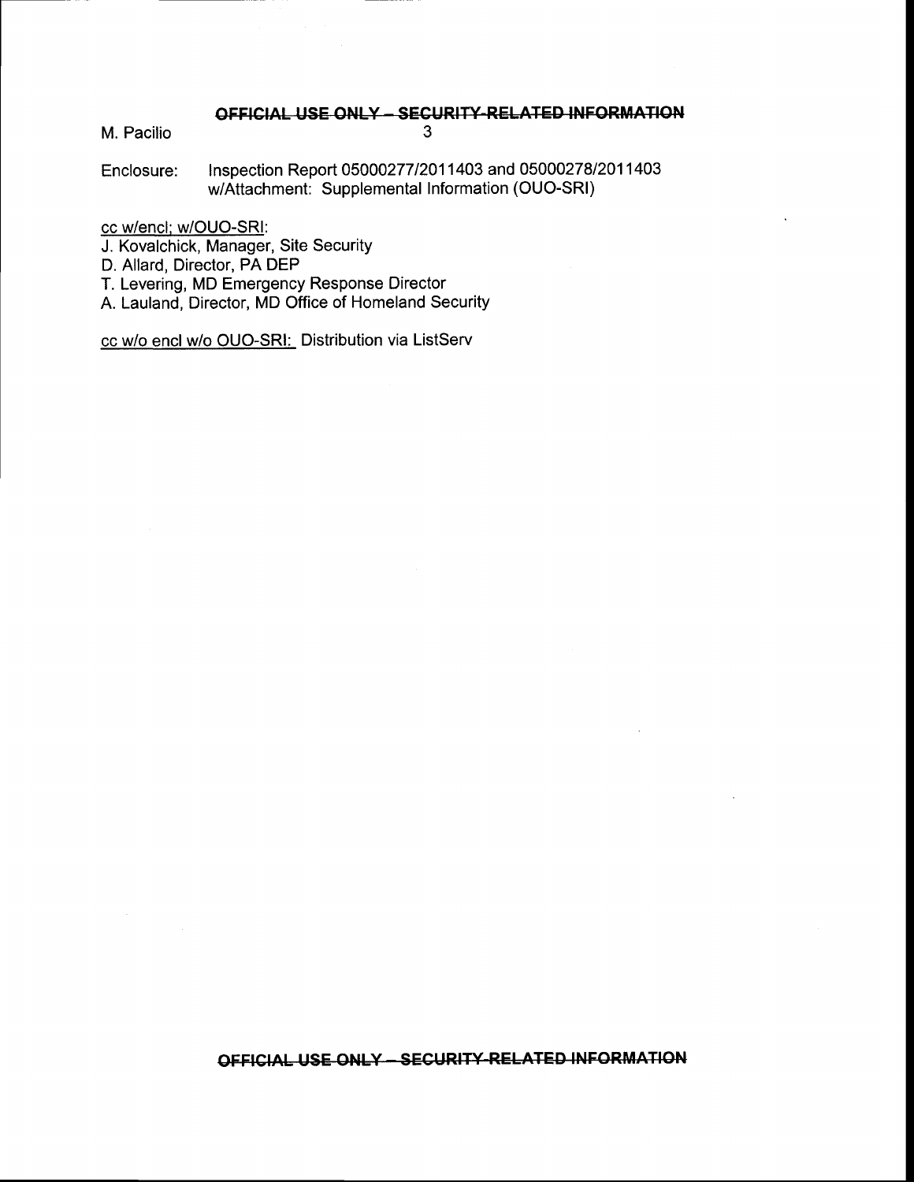M. Pacilio

Enclosure: Inspection Report 05000277/2011403 and 05000278/2011403 w/Attachment: Supplemental Information (OUO-SRI)

cc w/encl; w/OUO-SRI:

J. Kovalchick, Manager, Site Security
D. Allard, Director, PA DEP
T. Levering, MD Emergency Response Director
A. Lauland, Director, MD Office of Homeland Security

cc w/o encl w/o OUO-SRI: Distribution via ListServ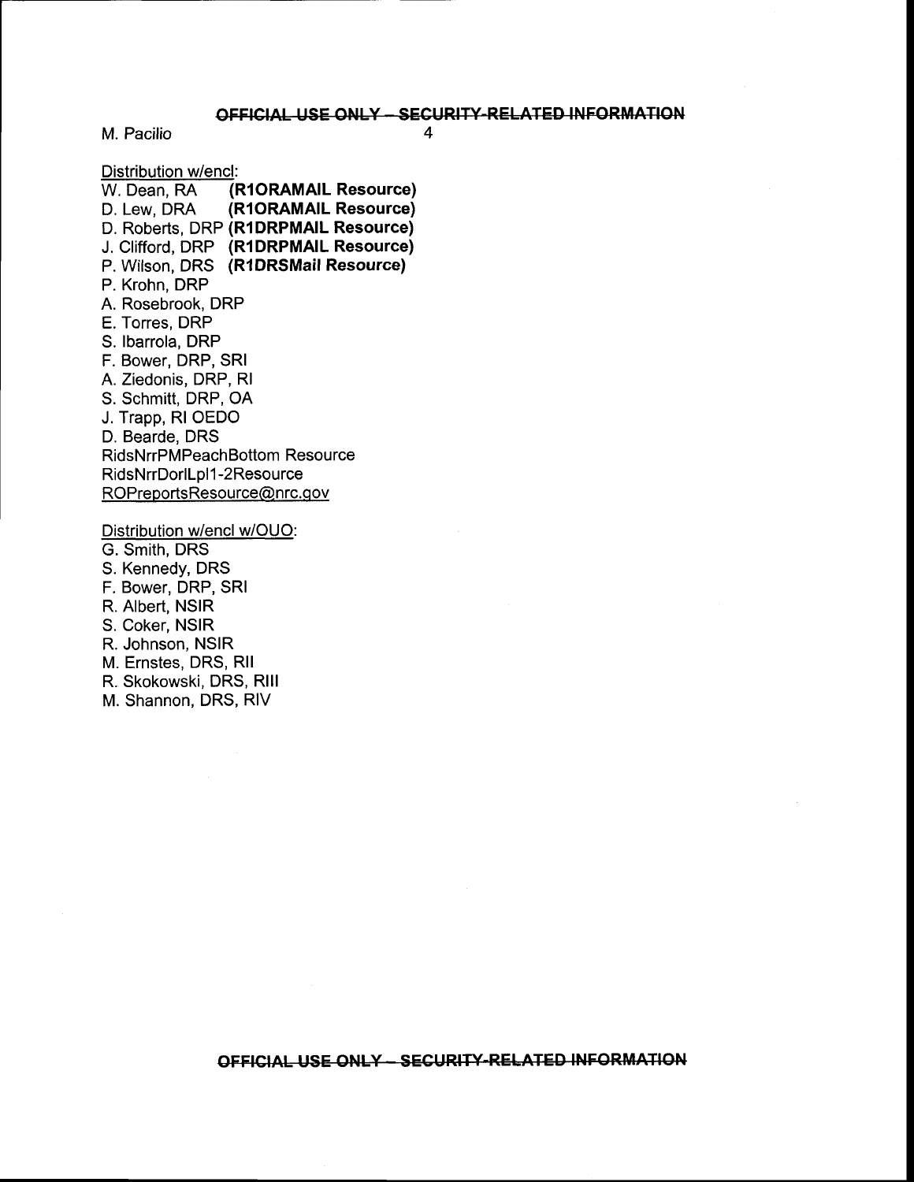Distribution w/encl:
W. Dean, RA **(R1ORAMAIL Resource)**
D. Lew, DRA **(R1ORAMAIL Resource)**
D. Roberts, DRP **(R1DRPMAIL Resource)**
J. Clifford, DRP **(R1DRPMAIL Resource)**
P. Wilson, DRS **(R1DRSMail Resource)**
P. Krohn, DRP
A. Rosebrook, DRP
E. Torres, DRP
S. Ibarrola, DRP
F. Bower, DRP, SRI
A. Ziedonis, DRP, RI
S. Schmitt, DRP, OA
J. Trapp, RI OEDO
D. Bearde, DRS
RidsNrrPMPeachBottom Resource
RidsNrrDorlLpl1-2Resource
ROPreportsResource@nrc.gov

Distribution w/encl w/OUO:
G. Smith, DRS
S. Kennedy, DRS
F. Bower, DRP, SRI
R. Albert, NSIR
S. Coker, NSIR
R. Johnson, NSIR
M. Ernstes, DRS, RII
R. Skokowski, DRS, RIII
M. Shannon, DRS, RIV